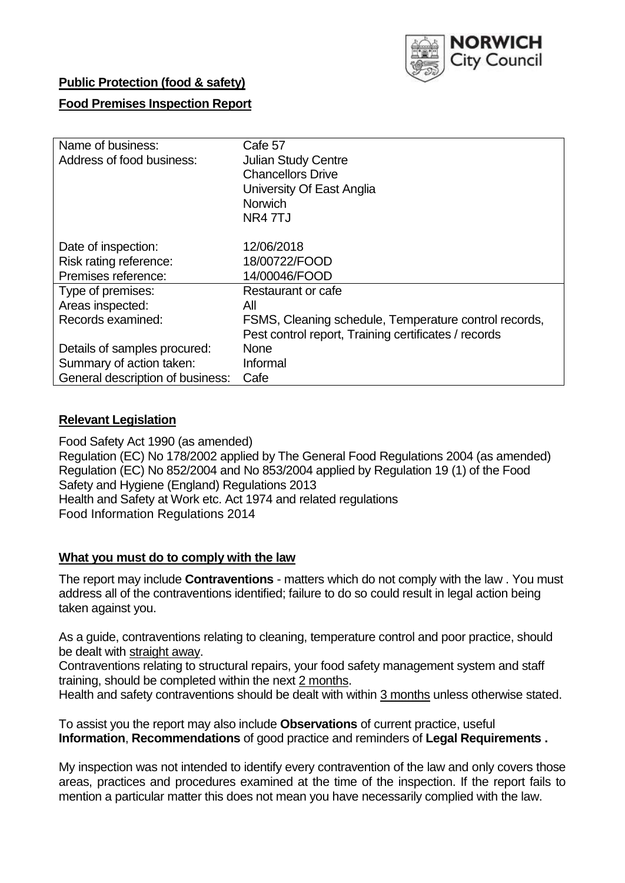**Public Protection (food & safety)**

**Food Premises Inspection Report**

| | |
|---|---|
| Name of business: | Cafe 57 |
| Address of food business: | Julian Study Centre<br>Chancellors Drive<br>University Of East Anglia<br>Norwich<br>NR4 7TJ |
| Date of inspection: | 12/06/2018 |
| Risk rating reference: | 18/00722/FOOD |
| Premises reference: | 14/00046/FOOD |
| Type of premises: | Restaurant or cafe |
| Areas inspected: | All |
| Records examined: | FSMS, Cleaning schedule, Temperature control records, Pest control report, Training certificates / records |
| Details of samples procured: | None |
| Summary of action taken: | Informal |
| General description of business: | Cafe |

## Relevant Legislation

Food Safety Act 1990 (as amended)
Regulation (EC) No 178/2002 applied by The General Food Regulations 2004 (as amended)
Regulation (EC) No 852/2004 and No 853/2004 applied by Regulation 19 (1) of the Food Safety and Hygiene (England) Regulations 2013
Health and Safety at Work etc. Act 1974 and related regulations
Food Information Regulations 2014

## What you must do to comply with the law

The report may include **Contraventions** - matters which do not comply with the law . You must address all of the contraventions identified; failure to do so could result in legal action being taken against you.

As a guide, contraventions relating to cleaning, temperature control and poor practice, should be dealt with straight away.

Contraventions relating to structural repairs, your food safety management system and staff training, should be completed within the next 2 months.

Health and safety contraventions should be dealt with within 3 months unless otherwise stated.

To assist you the report may also include **Observations** of current practice, useful **Information**, **Recommendations** of good practice and reminders of **Legal Requirements .**

My inspection was not intended to identify every contravention of the law and only covers those areas, practices and procedures examined at the time of the inspection. If the report fails to mention a particular matter this does not mean you have necessarily complied with the law.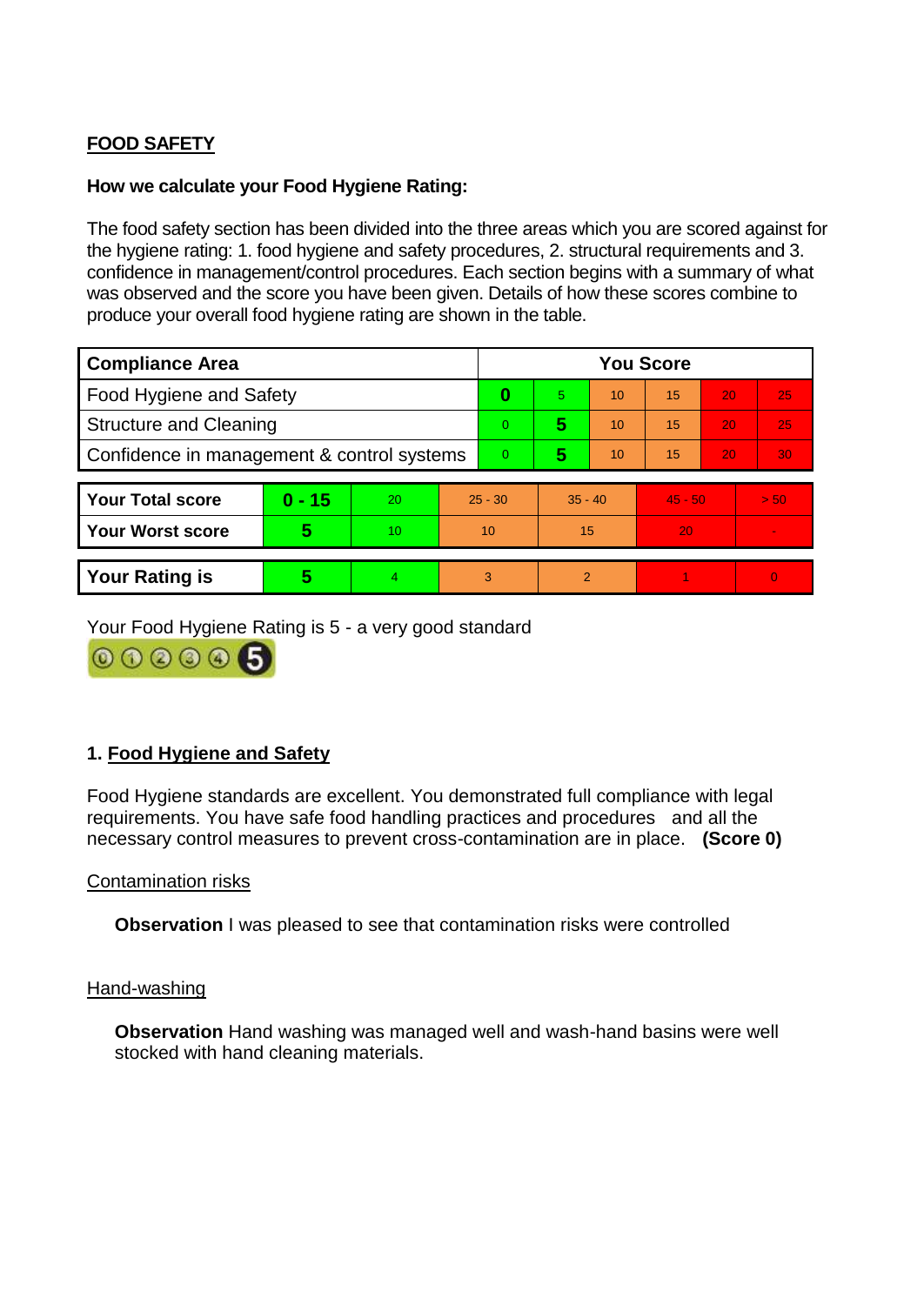## FOOD SAFETY

**How we calculate your Food Hygiene Rating:**

The food safety section has been divided into the three areas which you are scored against for the hygiene rating: 1. food hygiene and safety procedures, 2. structural requirements and 3. confidence in management/control procedures. Each section begins with a summary of what was observed and the score you have been given. Details of how these scores combine to produce your overall food hygiene rating are shown in the table.

| Compliance Area | You Score | | | | | |
|---|---|---|---|---|---|---|
| Food Hygiene and Safety | **0** | 5 | 10 | 15 | 20 | 25 |
| Structure and Cleaning | 0 | **5** | 10 | 15 | 20 | 25 |
| Confidence in management & control systems | 0 | **5** | 10 | 15 | 20 | 30 |

| | | | | | | |
|---|---|---|---|---|---|---|
| **Your Total score** | **0 - 15** | 20 | 25 - 30 | 35 - 40 | 45 - 50 | > 50 |
| **Your Worst score** | **5** | 10 | 10 | 15 | 20 | - |
| **Your Rating is** | **5** | 4 | 3 | 2 | 1 | 0 |

Your Food Hygiene Rating is 5 - a very good standard

### 1. Food Hygiene and Safety

Food Hygiene standards are excellent. You demonstrated full compliance with legal requirements. You have safe food handling practices and procedures and all the necessary control measures to prevent cross-contamination are in place. **(Score 0)**

Contamination risks

**Observation** I was pleased to see that contamination risks were controlled

Hand-washing

**Observation** Hand washing was managed well and wash-hand basins were well stocked with hand cleaning materials.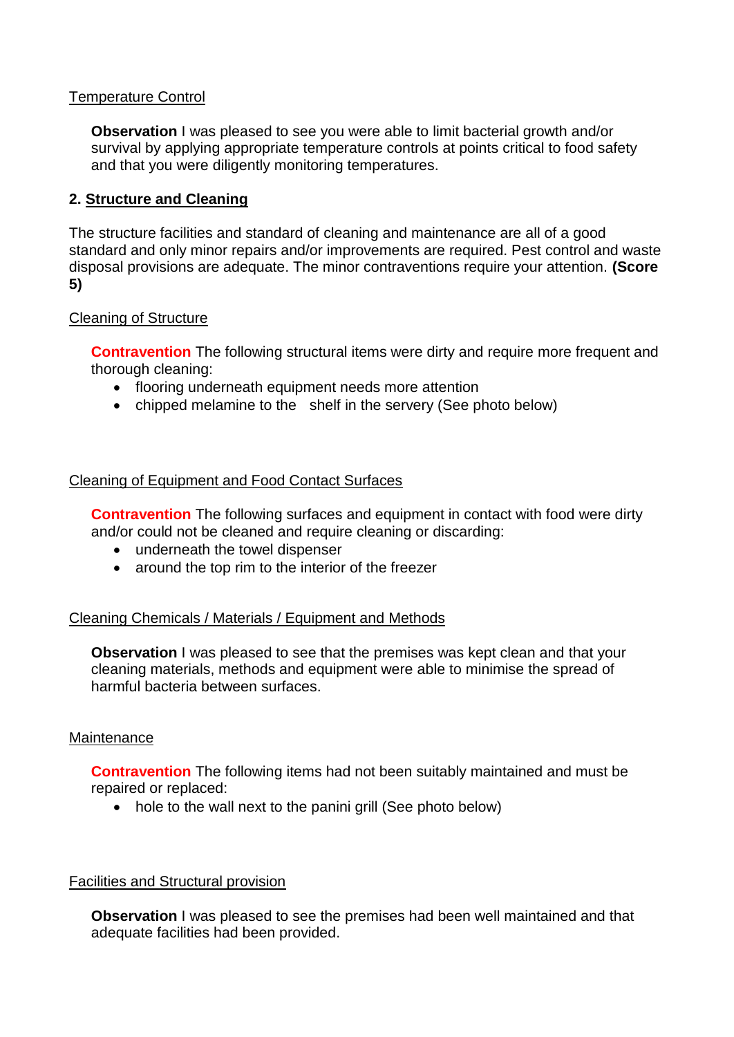Temperature Control

**Observation** I was pleased to see you were able to limit bacterial growth and/or survival by applying appropriate temperature controls at points critical to food safety and that you were diligently monitoring temperatures.

## 2. Structure and Cleaning

The structure facilities and standard of cleaning and maintenance are all of a good standard and only minor repairs and/or improvements are required. Pest control and waste disposal provisions are adequate. The minor contraventions require your attention. **(Score 5)**

Cleaning of Structure

**Contravention** The following structural items were dirty and require more frequent and thorough cleaning:

- flooring underneath equipment needs more attention
- chipped melamine to the shelf in the servery (See photo below)

Cleaning of Equipment and Food Contact Surfaces

**Contravention** The following surfaces and equipment in contact with food were dirty and/or could not be cleaned and require cleaning or discarding:

- underneath the towel dispenser
- around the top rim to the interior of the freezer

Cleaning Chemicals / Materials / Equipment and Methods

**Observation** I was pleased to see that the premises was kept clean and that your cleaning materials, methods and equipment were able to minimise the spread of harmful bacteria between surfaces.

Maintenance

**Contravention** The following items had not been suitably maintained and must be repaired or replaced:

- hole to the wall next to the panini grill (See photo below)

Facilities and Structural provision

**Observation** I was pleased to see the premises had been well maintained and that adequate facilities had been provided.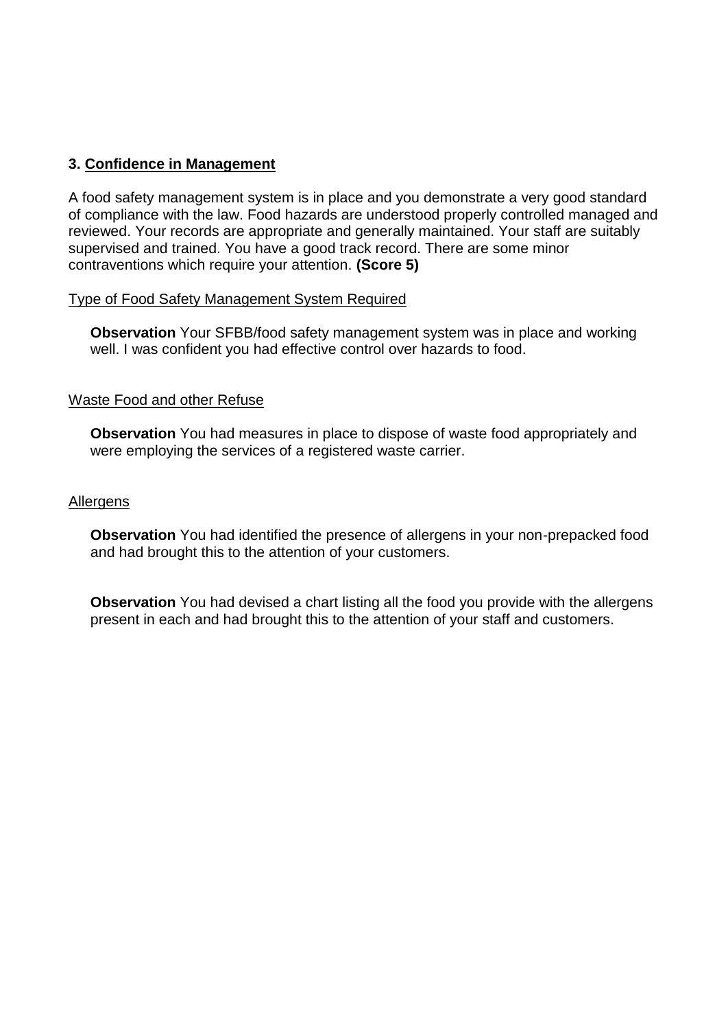### 3. Confidence in Management

A food safety management system is in place and you demonstrate a very good standard of compliance with the law. Food hazards are understood properly controlled managed and reviewed. Your records are appropriate and generally maintained. Your staff are suitably supervised and trained. You have a good track record. There are some minor contraventions which require your attention. **(Score 5)**

Type of Food Safety Management System Required

**Observation** Your SFBB/food safety management system was in place and working well. I was confident you had effective control over hazards to food.

Waste Food and other Refuse

**Observation** You had measures in place to dispose of waste food appropriately and were employing the services of a registered waste carrier.

Allergens

**Observation** You had identified the presence of allergens in your non-prepacked food and had brought this to the attention of your customers.

**Observation** You had devised a chart listing all the food you provide with the allergens present in each and had brought this to the attention of your staff and customers.